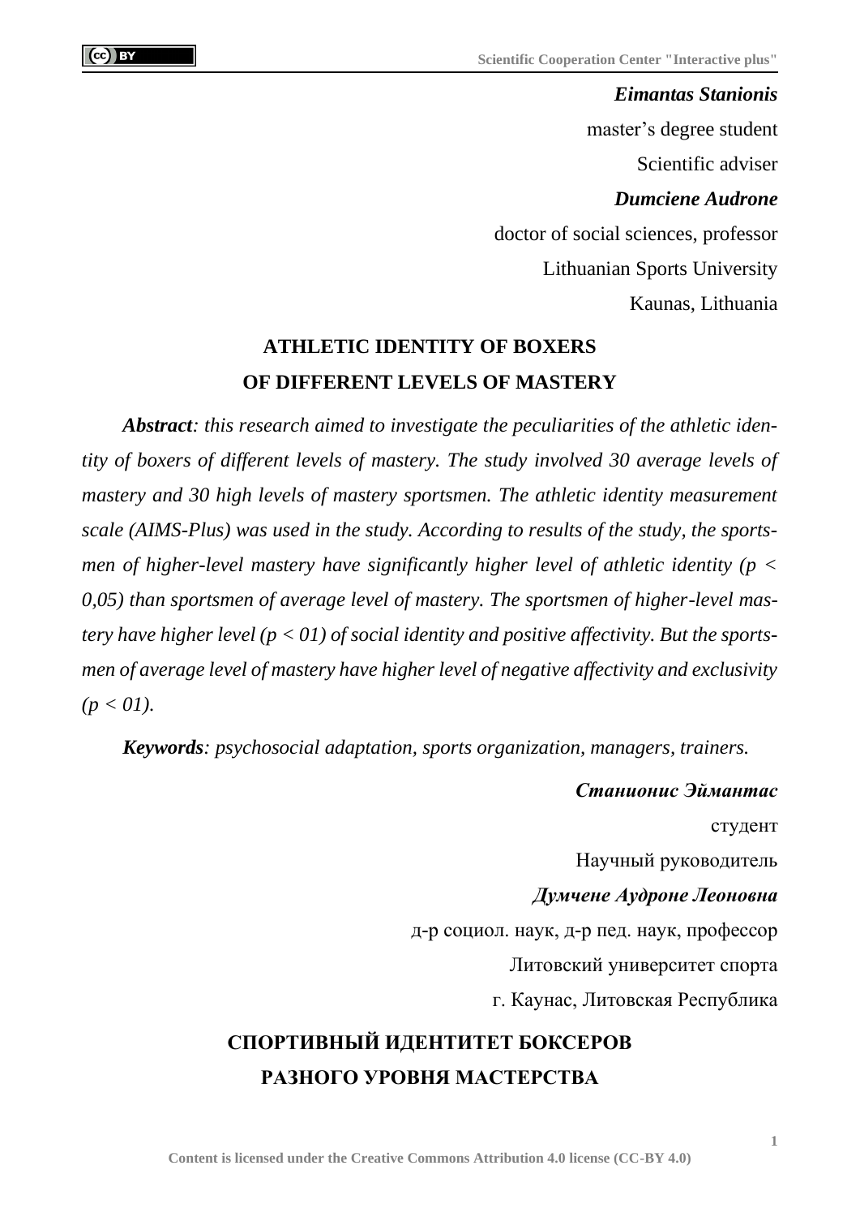***Eimantas Stanionis***

master's degree student

Scientific adviser

***Dumciene Audrone***

doctor of social sciences, professor

Lithuanian Sports University

Kaunas, Lithuania

# ATHLETIC IDENTITY OF BOXERS OF DIFFERENT LEVELS OF MASTERY

***Abstract****: this research aimed to investigate the peculiarities of the athletic identity of boxers of different levels of mastery. The study involved 30 average levels of mastery and 30 high levels of mastery sportsmen. The athletic identity measurement scale (AIMS-Plus) was used in the study. According to results of the study, the sportsmen of higher-level mastery have significantly higher level of athletic identity ($p < 0,05$) than sportsmen of average level of mastery. The sportsmen of higher-level mastery have higher level ($p < 01$) of social identity and positive affectivity. But the sportsmen of average level of mastery have higher level of negative affectivity and exclusivity ($p < 01$).*

***Keywords****: psychosocial adaptation, sports organization, managers, trainers.*

***Станионис Эймантас***

студент

Научный руководитель

***Думчене Аудроне Леоновна***

д-р социол. наук, д-р пед. наук, профессор

Литовский университет спорта

г. Каунас, Литовская Республика

# СПОРТИВНЫЙ ИДЕНТИТЕТ БОКСЕРОВ РАЗНОГО УРОВНЯ МАСТЕРСТВА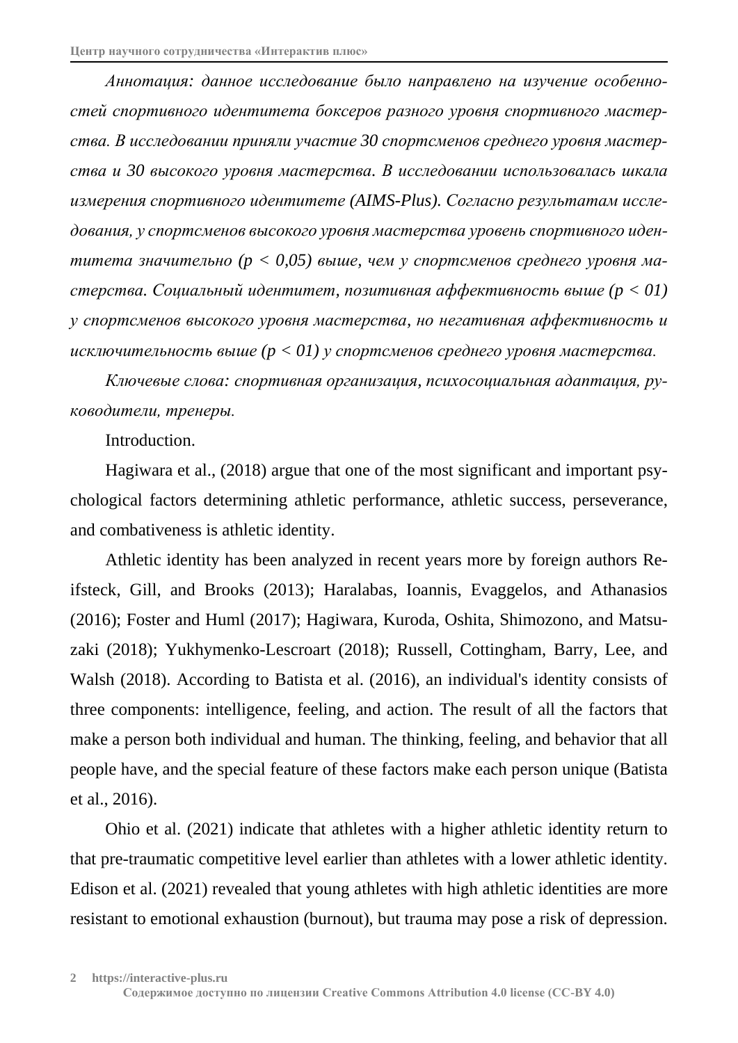*Аннотация: данное исследование было направлено на изучение особенностей спортивного идентитета боксеров разного уровня спортивного мастерства. В исследовании приняли участие 30 спортсменов среднего уровня мастерства и 30 высокого уровня мастерства. В исследовании использовалась шкала измерения спортивного идентитете (AIMS-Plus). Согласно результатам исследования, у спортсменов высокого уровня мастерства уровень спортивного идентитета значительно ($p < 0,05$) выше, чем у спортсменов среднего уровня мастерства. Социальный идентитет, позитивная аффективность выше ($p < 01$) у спортсменов высокого уровня мастерства, но негативная аффективность и исключительность выше ($p < 01$) у спортсменов среднего уровня мастерства.*

*Ключевые слова: спортивная организация, психосоциальная адаптация, руководители, тренеры.*

Introduction.

Hagiwara et al., (2018) argue that one of the most significant and important psychological factors determining athletic performance, athletic success, perseverance, and combativeness is athletic identity.

Athletic identity has been analyzed in recent years more by foreign authors Reifsteck, Gill, and Brooks (2013); Haralabas, Ioannis, Evaggelos, and Athanasios (2016); Foster and Huml (2017); Hagiwara, Kuroda, Oshita, Shimozono, and Matsuzaki (2018); Yukhymenko-Lescroart (2018); Russell, Cottingham, Barry, Lee, and Walsh (2018). According to Batista et al. (2016), an individual's identity consists of three components: intelligence, feeling, and action. The result of all the factors that make a person both individual and human. The thinking, feeling, and behavior that all people have, and the special feature of these factors make each person unique (Batista et al., 2016).

Ohio et al. (2021) indicate that athletes with a higher athletic identity return to that pre-traumatic competitive level earlier than athletes with a lower athletic identity. Edison et al. (2021) revealed that young athletes with high athletic identities are more resistant to emotional exhaustion (burnout), but trauma may pose a risk of depression.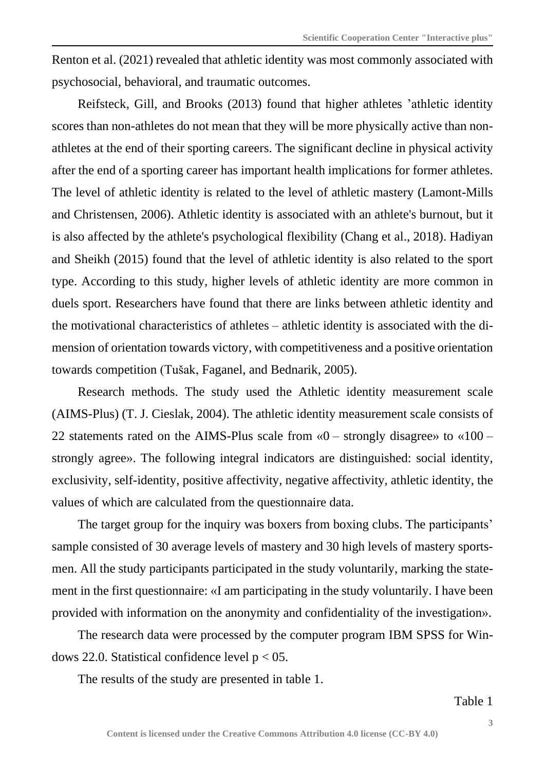Renton et al. (2021) revealed that athletic identity was most commonly associated with psychosocial, behavioral, and traumatic outcomes.

Reifsteck, Gill, and Brooks (2013) found that higher athletes 'athletic identity scores than non-athletes do not mean that they will be more physically active than non-athletes at the end of their sporting careers. The significant decline in physical activity after the end of a sporting career has important health implications for former athletes. The level of athletic identity is related to the level of athletic mastery (Lamont-Mills and Christensen, 2006). Athletic identity is associated with an athlete's burnout, but it is also affected by the athlete's psychological flexibility (Chang et al., 2018). Hadiyan and Sheikh (2015) found that the level of athletic identity is also related to the sport type. According to this study, higher levels of athletic identity are more common in duels sport. Researchers have found that there are links between athletic identity and the motivational characteristics of athletes – athletic identity is associated with the dimension of orientation towards victory, with competitiveness and a positive orientation towards competition (Tušak, Faganel, and Bednarik, 2005).

Research methods. The study used the Athletic identity measurement scale (AIMS-Plus) (T. J. Cieslak, 2004). The athletic identity measurement scale consists of 22 statements rated on the AIMS-Plus scale from «0 – strongly disagree» to «100 – strongly agree». The following integral indicators are distinguished: social identity, exclusivity, self-identity, positive affectivity, negative affectivity, athletic identity, the values of which are calculated from the questionnaire data.

The target group for the inquiry was boxers from boxing clubs. The participants' sample consisted of 30 average levels of mastery and 30 high levels of mastery sportsmen. All the study participants participated in the study voluntarily, marking the statement in the first questionnaire: «I am participating in the study voluntarily. I have been provided with information on the anonymity and confidentiality of the investigation».

The research data were processed by the computer program IBM SPSS for Windows 22.0. Statistical confidence level $p < 05$.

The results of the study are presented in table 1.

Table 1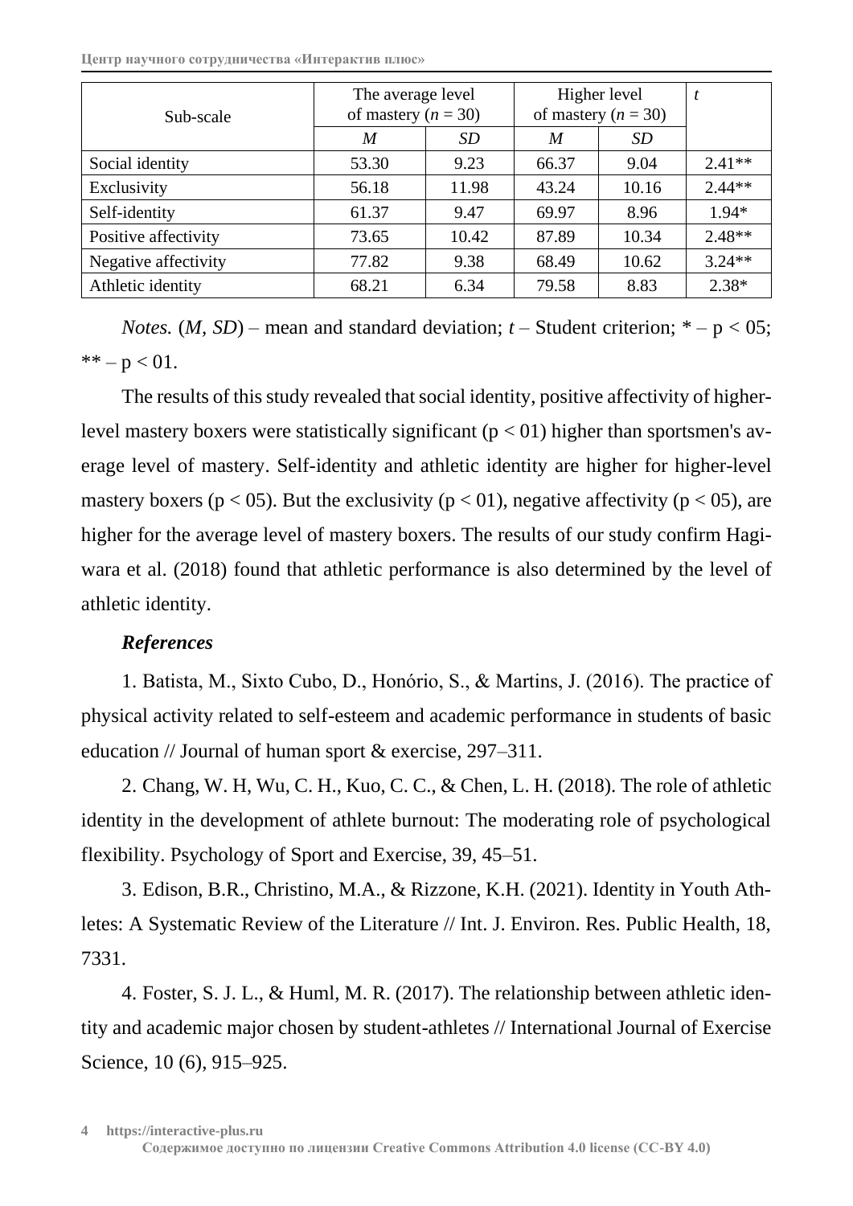| Sub-scale | The average level of mastery ($n$ = 30) | | Higher level of mastery ($n$ = 30) | | $t$ |
|---|---|---|---|---|---|
| | $M$ | $SD$ | $M$ | $SD$ | |
| Social identity | 53.30 | 9.23 | 66.37 | 9.04 | 2.41** |
| Exclusivity | 56.18 | 11.98 | 43.24 | 10.16 | 2.44** |
| Self-identity | 61.37 | 9.47 | 69.97 | 8.96 | 1.94* |
| Positive affectivity | 73.65 | 10.42 | 87.89 | 10.34 | 2.48** |
| Negative affectivity | 77.82 | 9.38 | 68.49 | 10.62 | 3.24** |
| Athletic identity | 68.21 | 6.34 | 79.58 | 8.83 | 2.38* |

*Notes.* (*M*, *SD*) – mean and standard deviation; *t* – Student criterion; * – $p < 05$; ** – $p < 01$.

The results of this study revealed that social identity, positive affectivity of higher-level mastery boxers were statistically significant ($p < 01$) higher than sportsmen's average level of mastery. Self-identity and athletic identity are higher for higher-level mastery boxers ($p < 05$). But the exclusivity ($p < 01$), negative affectivity ($p < 05$), are higher for the average level of mastery boxers. The results of our study confirm Hagiwara et al. (2018) found that athletic performance is also determined by the level of athletic identity.

### *References*

1. Batista, M., Sixto Cubo, D., Honório, S., & Martins, J. (2016). The practice of physical activity related to self-esteem and academic performance in students of basic education // Journal of human sport & exercise, 297–311.

2. Chang, W. H, Wu, C. H., Kuo, C. C., & Chen, L. H. (2018). The role of athletic identity in the development of athlete burnout: The moderating role of psychological flexibility. Psychology of Sport and Exercise, 39, 45–51.

3. Edison, B.R., Christino, M.A., & Rizzone, K.H. (2021). Identity in Youth Athletes: A Systematic Review of the Literature // Int. J. Environ. Res. Public Health, 18, 7331.

4. Foster, S. J. L., & Huml, M. R. (2017). The relationship between athletic identity and academic major chosen by student-athletes // International Journal of Exercise Science, 10 (6), 915–925.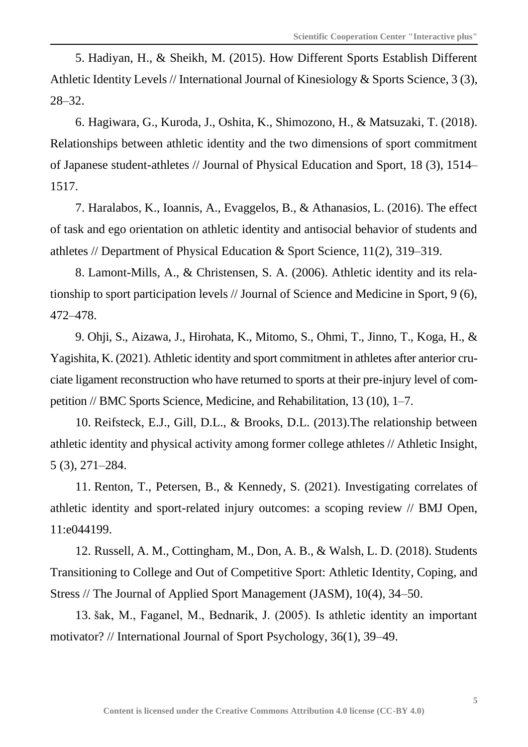5. Hadiyan, H., & Sheikh, M. (2015). How Different Sports Establish Different Athletic Identity Levels // International Journal of Kinesiology & Sports Science, 3 (3), 28–32.

6. Hagiwara, G., Kuroda, J., Oshita, K., Shimozono, H., & Matsuzaki, T. (2018). Relationships between athletic identity and the two dimensions of sport commitment of Japanese student-athletes // Journal of Physical Education and Sport, 18 (3), 1514–1517.

7. Haralabos, K., Ioannis, A., Evaggelos, B., & Athanasios, L. (2016). The effect of task and ego orientation on athletic identity and antisocial behavior of students and athletes // Department of Physical Education & Sport Science, 11(2), 319–319.

8. Lamont-Mills, A., & Christensen, S. A. (2006). Athletic identity and its relationship to sport participation levels // Journal of Science and Medicine in Sport, 9 (6), 472–478.

9. Ohji, S., Aizawa, J., Hirohata, K., Mitomo, S., Ohmi, T., Jinno, T., Koga, H., & Yagishita, K. (2021). Athletic identity and sport commitment in athletes after anterior cruciate ligament reconstruction who have returned to sports at their pre-injury level of competition // BMC Sports Science, Medicine, and Rehabilitation, 13 (10), 1–7.

10. Reifsteck, E.J., Gill, D.L., & Brooks, D.L. (2013).The relationship between athletic identity and physical activity among former college athletes // Athletic Insight, 5 (3), 271–284.

11. Renton, T., Petersen, B., & Kennedy, S. (2021). Investigating correlates of athletic identity and sport-related injury outcomes: a scoping review // BMJ Open, 11:e044199.

12. Russell, A. M., Cottingham, M., Don, A. B., & Walsh, L. D. (2018). Students Transitioning to College and Out of Competitive Sport: Athletic Identity, Coping, and Stress // The Journal of Applied Sport Management (JASM), 10(4), 34–50.

13. šak, M., Faganel, M., Bednarik, J. (2005). Is athletic identity an important motivator? // International Journal of Sport Psychology, 36(1), 39–49.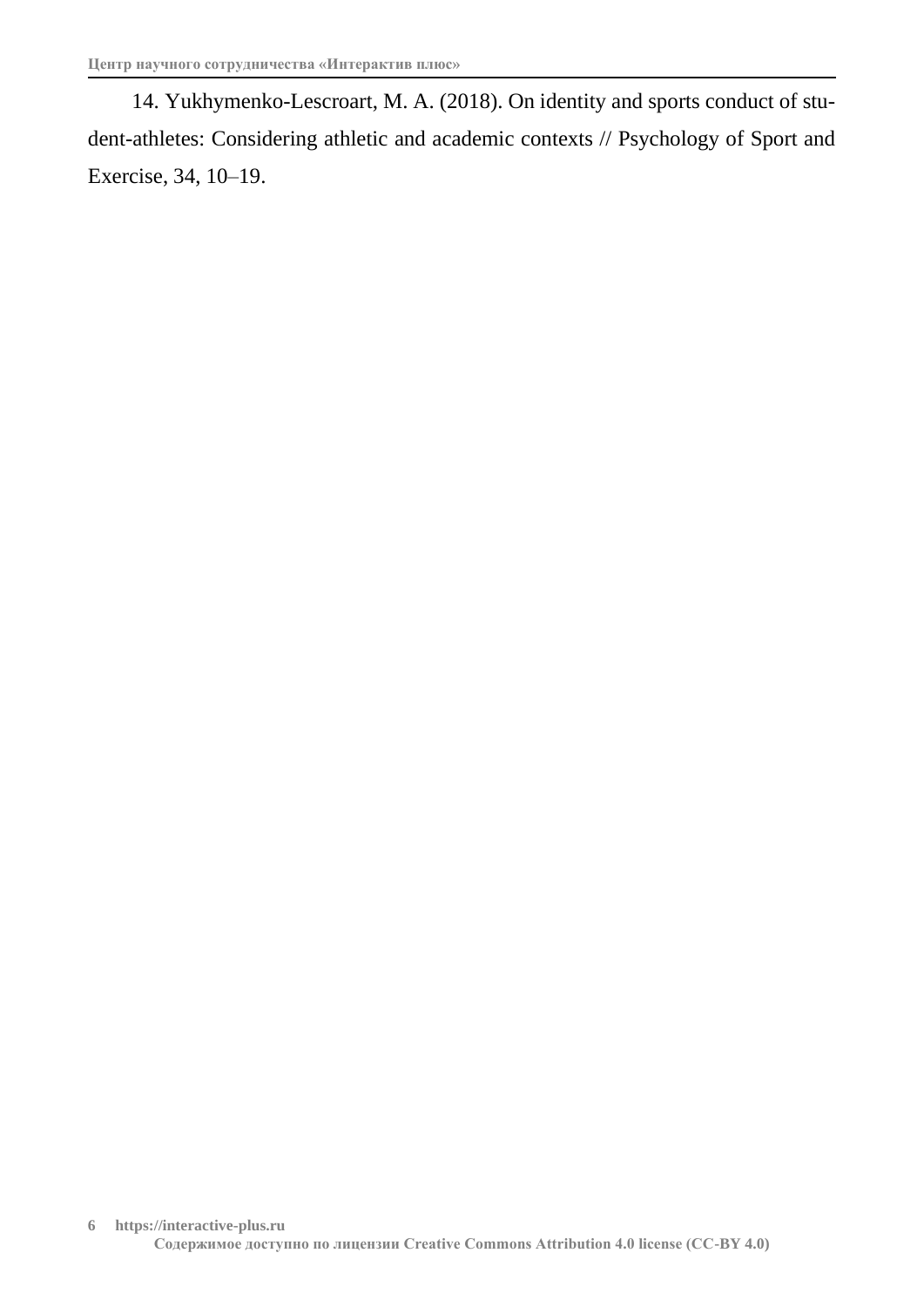14. Yukhymenko-Lescroart, M. A. (2018). On identity and sports conduct of student-athletes: Considering athletic and academic contexts // Psychology of Sport and Exercise, 34, 10–19.